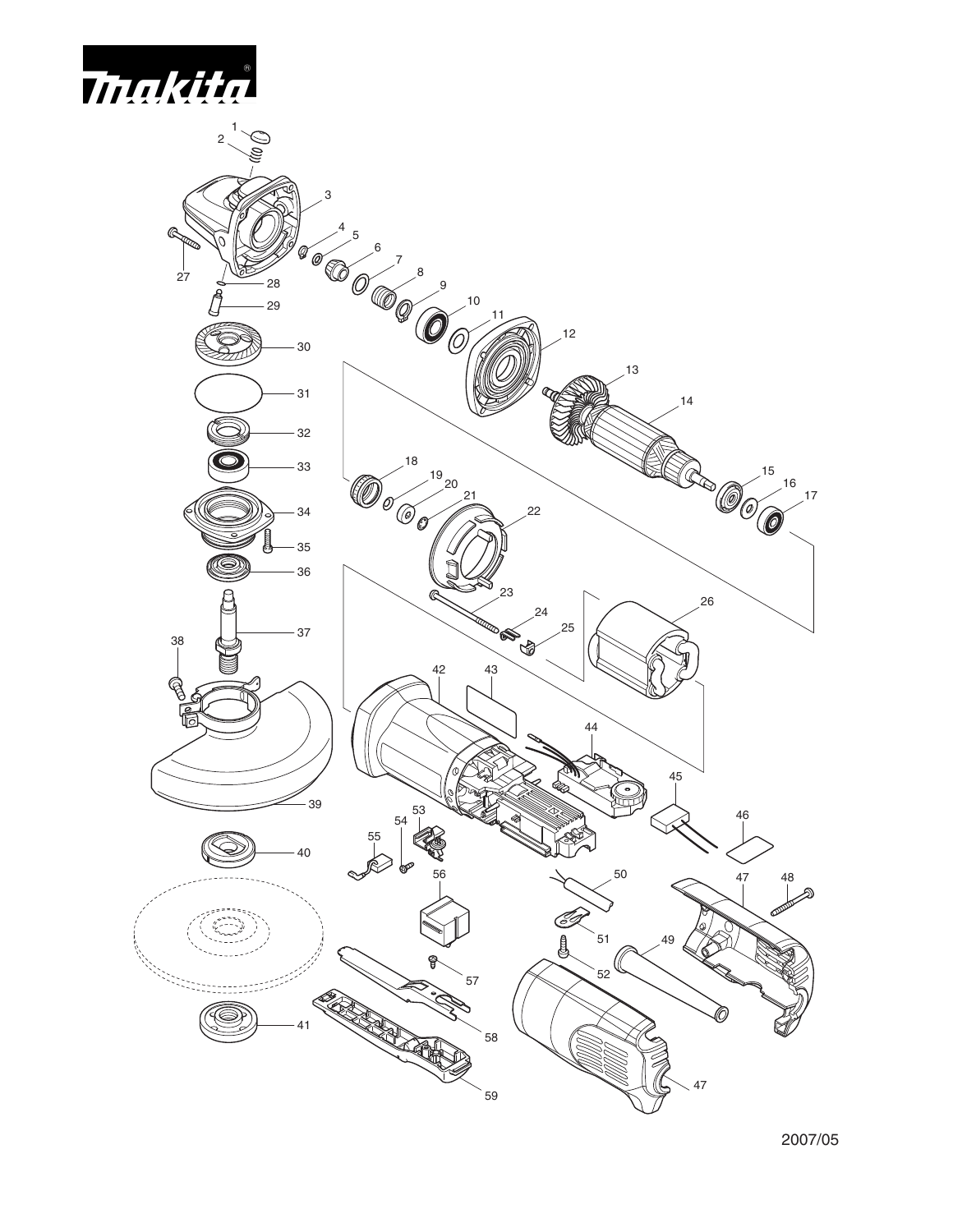makita

2007/05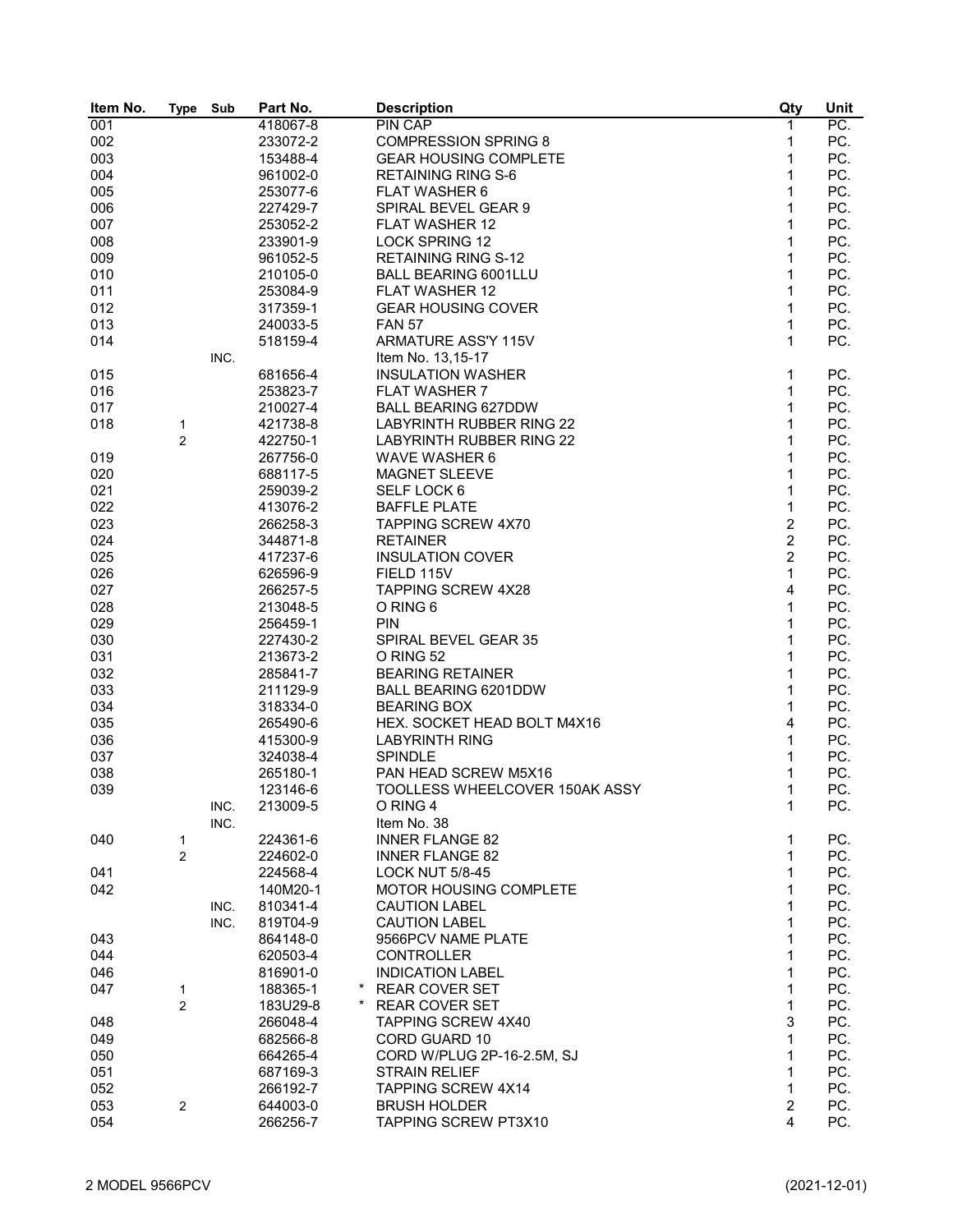| Item No. | Type | Sub | Part No. | Description | Qty | Unit |
|---|---|---|---|---|---|---|
| 001 | | | 418067-8 | PIN CAP | 1 | PC. |
| 002 | | | 233072-2 | COMPRESSION SPRING 8 | 1 | PC. |
| 003 | | | 153488-4 | GEAR HOUSING COMPLETE | 1 | PC. |
| 004 | | | 961002-0 | RETAINING RING S-6 | 1 | PC. |
| 005 | | | 253077-6 | FLAT WASHER 6 | 1 | PC. |
| 006 | | | 227429-7 | SPIRAL BEVEL GEAR 9 | 1 | PC. |
| 007 | | | 253052-2 | FLAT WASHER 12 | 1 | PC. |
| 008 | | | 233901-9 | LOCK SPRING 12 | 1 | PC. |
| 009 | | | 961052-5 | RETAINING RING S-12 | 1 | PC. |
| 010 | | | 210105-0 | BALL BEARING 6001LLU | 1 | PC. |
| 011 | | | 253084-9 | FLAT WASHER 12 | 1 | PC. |
| 012 | | | 317359-1 | GEAR HOUSING COVER | 1 | PC. |
| 013 | | | 240033-5 | FAN 57 | 1 | PC. |
| 014 | | | 518159-4 | ARMATURE ASS'Y 115V | 1 | PC. |
| | | INC. | | Item No. 13,15-17 | | |
| 015 | | | 681656-4 | INSULATION WASHER | 1 | PC. |
| 016 | | | 253823-7 | FLAT WASHER 7 | 1 | PC. |
| 017 | | | 210027-4 | BALL BEARING 627DDW | 1 | PC. |
| 018 | 1 | | 421738-8 | LABYRINTH RUBBER RING 22 | 1 | PC. |
| | 2 | | 422750-1 | LABYRINTH RUBBER RING 22 | 1 | PC. |
| 019 | | | 267756-0 | WAVE WASHER 6 | 1 | PC. |
| 020 | | | 688117-5 | MAGNET SLEEVE | 1 | PC. |
| 021 | | | 259039-2 | SELF LOCK 6 | 1 | PC. |
| 022 | | | 413076-2 | BAFFLE PLATE | 1 | PC. |
| 023 | | | 266258-3 | TAPPING SCREW 4X70 | 2 | PC. |
| 024 | | | 344871-8 | RETAINER | 2 | PC. |
| 025 | | | 417237-6 | INSULATION COVER | 2 | PC. |
| 026 | | | 626596-9 | FIELD 115V | 1 | PC. |
| 027 | | | 266257-5 | TAPPING SCREW 4X28 | 4 | PC. |
| 028 | | | 213048-5 | O RING 6 | 1 | PC. |
| 029 | | | 256459-1 | PIN | 1 | PC. |
| 030 | | | 227430-2 | SPIRAL BEVEL GEAR 35 | 1 | PC. |
| 031 | | | 213673-2 | O RING 52 | 1 | PC. |
| 032 | | | 285841-7 | BEARING RETAINER | 1 | PC. |
| 033 | | | 211129-9 | BALL BEARING 6201DDW | 1 | PC. |
| 034 | | | 318334-0 | BEARING BOX | 1 | PC. |
| 035 | | | 265490-6 | HEX. SOCKET HEAD BOLT M4X16 | 4 | PC. |
| 036 | | | 415300-9 | LABYRINTH RING | 1 | PC. |
| 037 | | | 324038-4 | SPINDLE | 1 | PC. |
| 038 | | | 265180-1 | PAN HEAD SCREW M5X16 | 1 | PC. |
| 039 | | | 123146-6 | TOOLLESS WHEELCOVER 150AK ASSY | 1 | PC. |
| | | INC. | 213009-5 | O RING 4 | 1 | PC. |
| | | INC. | | Item No. 38 | | |
| 040 | 1 | | 224361-6 | INNER FLANGE 82 | 1 | PC. |
| | 2 | | 224602-0 | INNER FLANGE 82 | 1 | PC. |
| 041 | | | 224568-4 | LOCK NUT 5/8-45 | 1 | PC. |
| 042 | | | 140M20-1 | MOTOR HOUSING COMPLETE | 1 | PC. |
| | | INC. | 810341-4 | CAUTION LABEL | 1 | PC. |
| | | INC. | 819T04-9 | CAUTION LABEL | 1 | PC. |
| 043 | | | 864148-0 | 9566PCV NAME PLATE | 1 | PC. |
| 044 | | | 620503-4 | CONTROLLER | 1 | PC. |
| 046 | | | 816901-0 | INDICATION LABEL | 1 | PC. |
| 047 | 1 | | 188365-1 | * REAR COVER SET | 1 | PC. |
| | 2 | | 183U29-8 | * REAR COVER SET | 1 | PC. |
| 048 | | | 266048-4 | TAPPING SCREW 4X40 | 3 | PC. |
| 049 | | | 682566-8 | CORD GUARD 10 | 1 | PC. |
| 050 | | | 664265-4 | CORD W/PLUG 2P-16-2.5M, SJ | 1 | PC. |
| 051 | | | 687169-3 | STRAIN RELIEF | 1 | PC. |
| 052 | | | 266192-7 | TAPPING SCREW 4X14 | 1 | PC. |
| 053 | 2 | | 644003-0 | BRUSH HOLDER | 2 | PC. |
| 054 | | | 266256-7 | TAPPING SCREW PT3X10 | 4 | PC. |

2 MODEL 9566PCV (2021-12-01)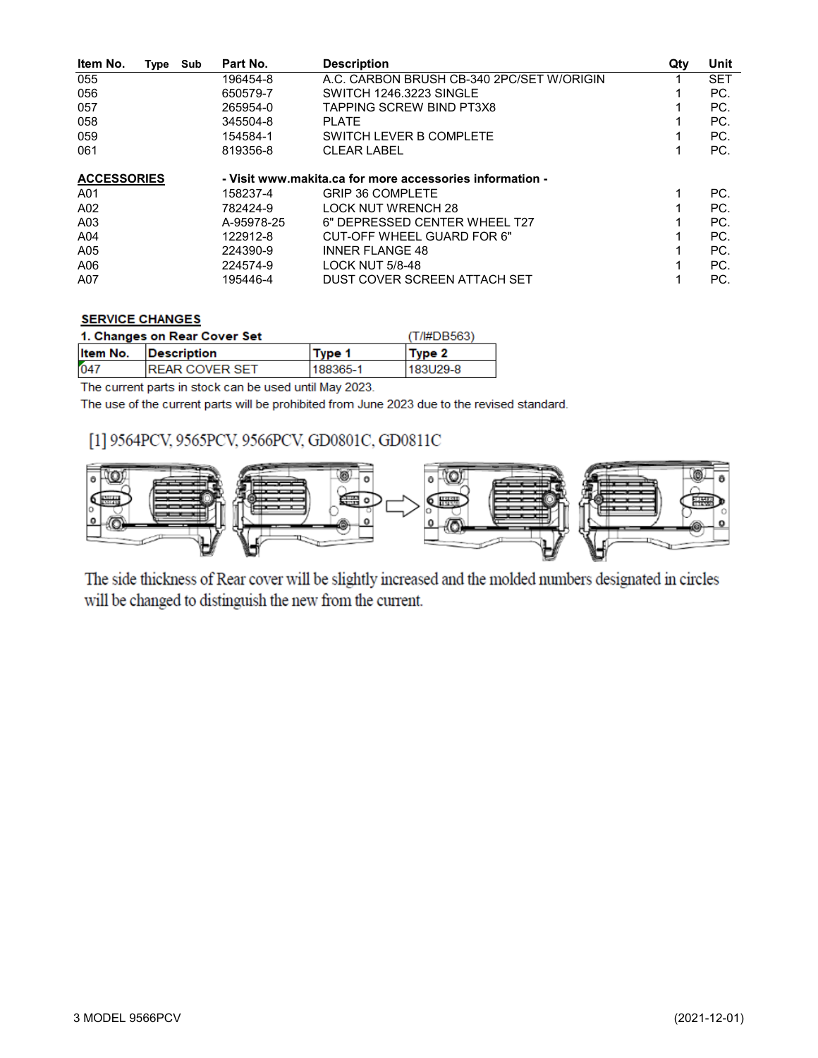| Item No. | Type | Sub | Part No. | Description | Qty | Unit |
|---|---|---|---|---|---|---|
| 055 | | | 196454-8 | A.C. CARBON BRUSH CB-340 2PC/SET W/ORIGIN | 1 | SET |
| 056 | | | 650579-7 | SWITCH 1246.3223 SINGLE | 1 | PC. |
| 057 | | | 265954-0 | TAPPING SCREW BIND PT3X8 | 1 | PC. |
| 058 | | | 345504-8 | PLATE | 1 | PC. |
| 059 | | | 154584-1 | SWITCH LEVER B COMPLETE | 1 | PC. |
| 061 | | | 819356-8 | CLEAR LABEL | 1 | PC. |

**ACCESSORIES** - Visit www.makita.ca for more accessories information -

| Item No. | Part No. | Description | Qty | Unit |
|---|---|---|---|---|
| A01 | 158237-4 | GRIP 36 COMPLETE | 1 | PC. |
| A02 | 782424-9 | LOCK NUT WRENCH 28 | 1 | PC. |
| A03 | A-95978-25 | 6" DEPRESSED CENTER WHEEL T27 | 1 | PC. |
| A04 | 122912-8 | CUT-OFF WHEEL GUARD FOR 6" | 1 | PC. |
| A05 | 224390-9 | INNER FLANGE 48 | 1 | PC. |
| A06 | 224574-9 | LOCK NUT 5/8-48 | 1 | PC. |
| A07 | 195446-4 | DUST COVER SCREEN ATTACH SET | 1 | PC. |

**SERVICE CHANGES**

**1. Changes on Rear Cover Set** (T/I#DB563)

| Item No. | Description | Type 1 | Type 2 |
|---|---|---|---|
| 047 | REAR COVER SET | 188365-1 | 183U29-8 |

The current parts in stock can be used until May 2023.

The use of the current parts will be prohibited from June 2023 due to the revised standard.

[1] 9564PCV, 9565PCV, 9566PCV, GD0801C, GD0811C

The side thickness of Rear cover will be slightly increased and the molded numbers designated in circles will be changed to distinguish the new from the current.